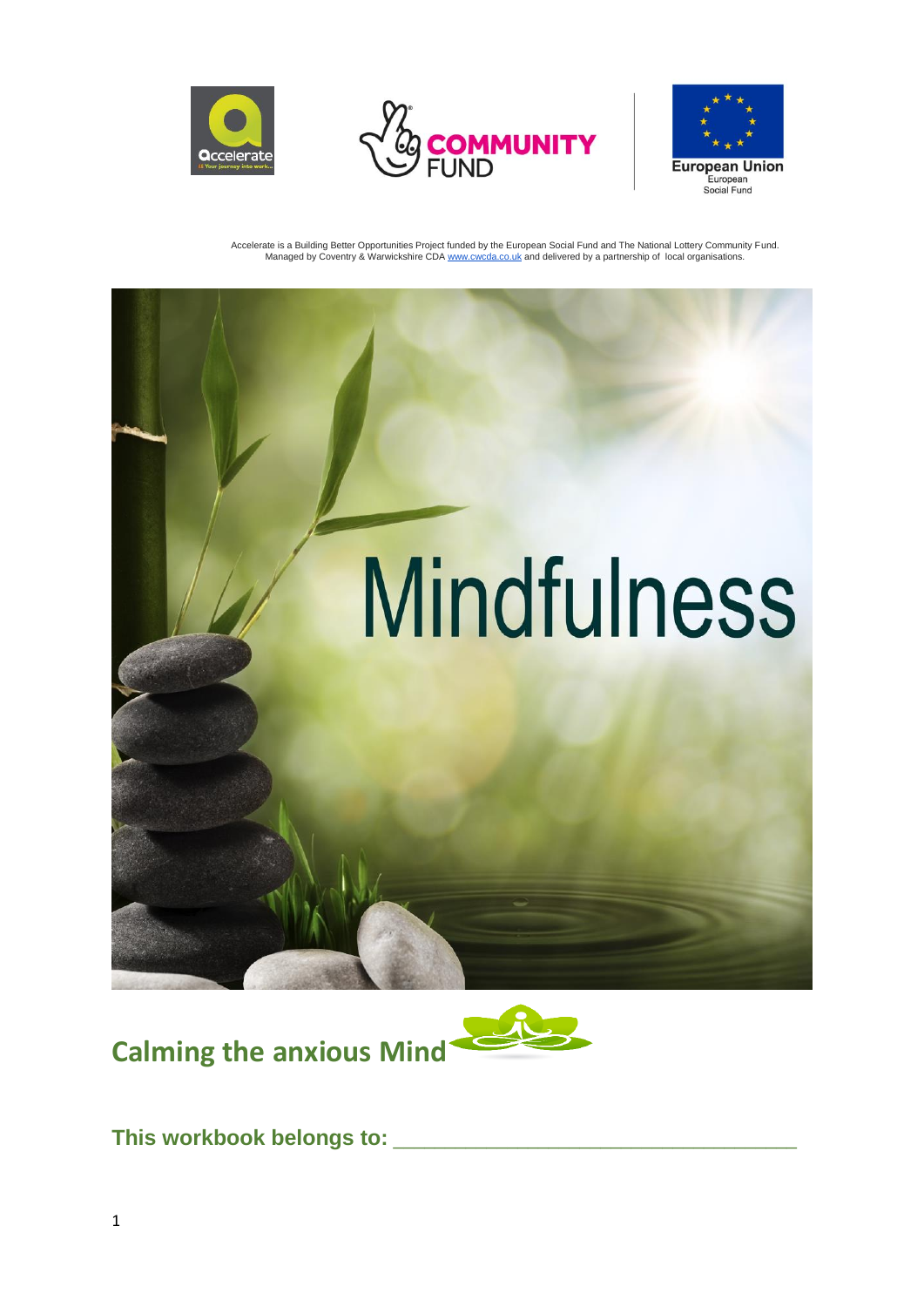Accelerate is a Building Better Opportunities Project funded by the European Social Fund and The National Lottery Community Fund. Managed by Coventry & Warwickshire CDA www.cwcda.co.uk and delivered by a partnership of local organisations.

# Mindfulness

## Calming the anxious Mind

**This workbook belongs to: ___________________________________**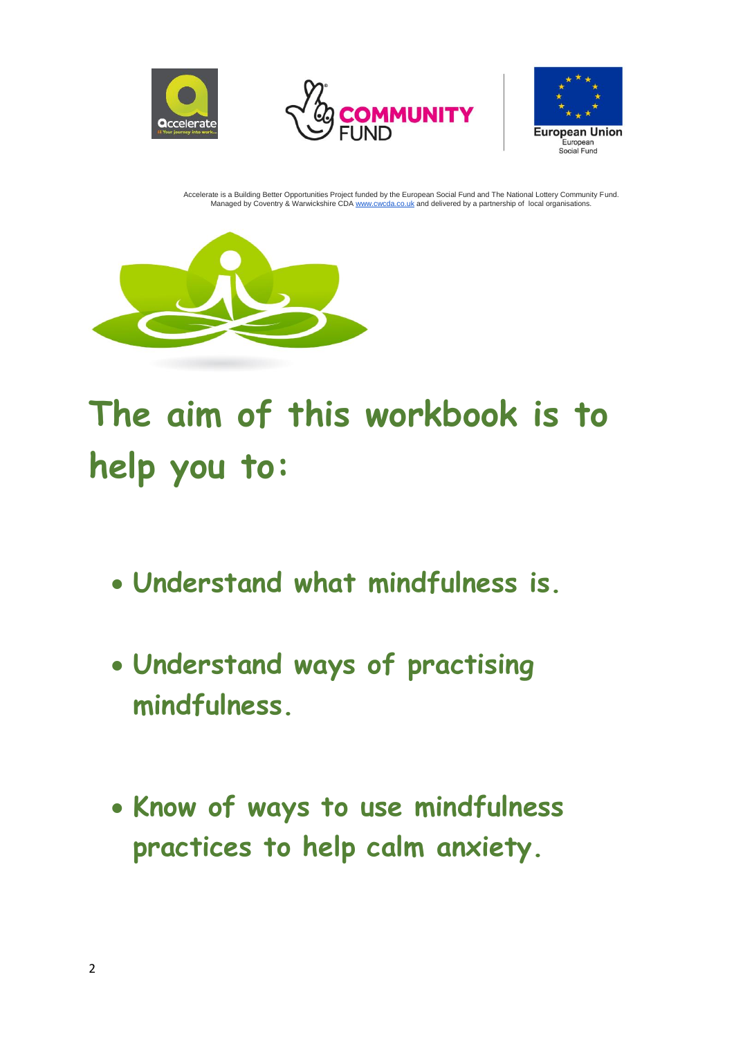Accelerate is a Building Better Opportunities Project funded by the European Social Fund and The National Lottery Community Fund. Managed by Coventry & Warwickshire CDA www.cwcda.co.uk and delivered by a partnership of local organisations.

# The aim of this workbook is to help you to:

- **Understand what mindfulness is.**
- **Understand ways of practising mindfulness.**
- **Know of ways to use mindfulness practices to help calm anxiety.**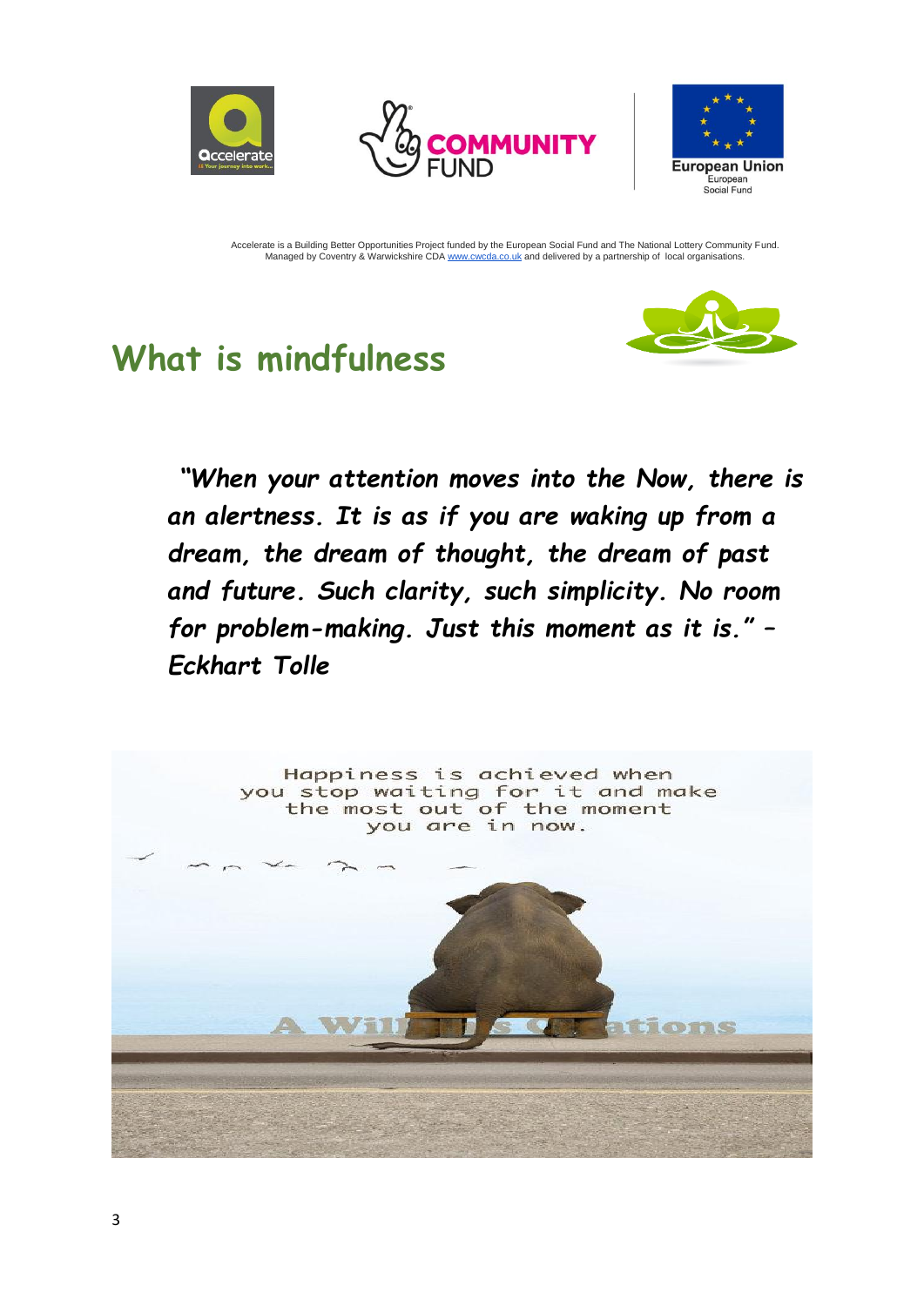Accelerate is a Building Better Opportunities Project funded by the European Social Fund and The National Lottery Community Fund. Managed by Coventry & Warwickshire CDA www.cwcda.co.uk and delivered by a partnership of local organisations.

# What is mindfulness

***"When your attention moves into the Now, there is an alertness. It is as if you are waking up from a dream, the dream of thought, the dream of past and future. Such clarity, such simplicity. No room for problem-making. Just this moment as it is." – Eckhart Tolle***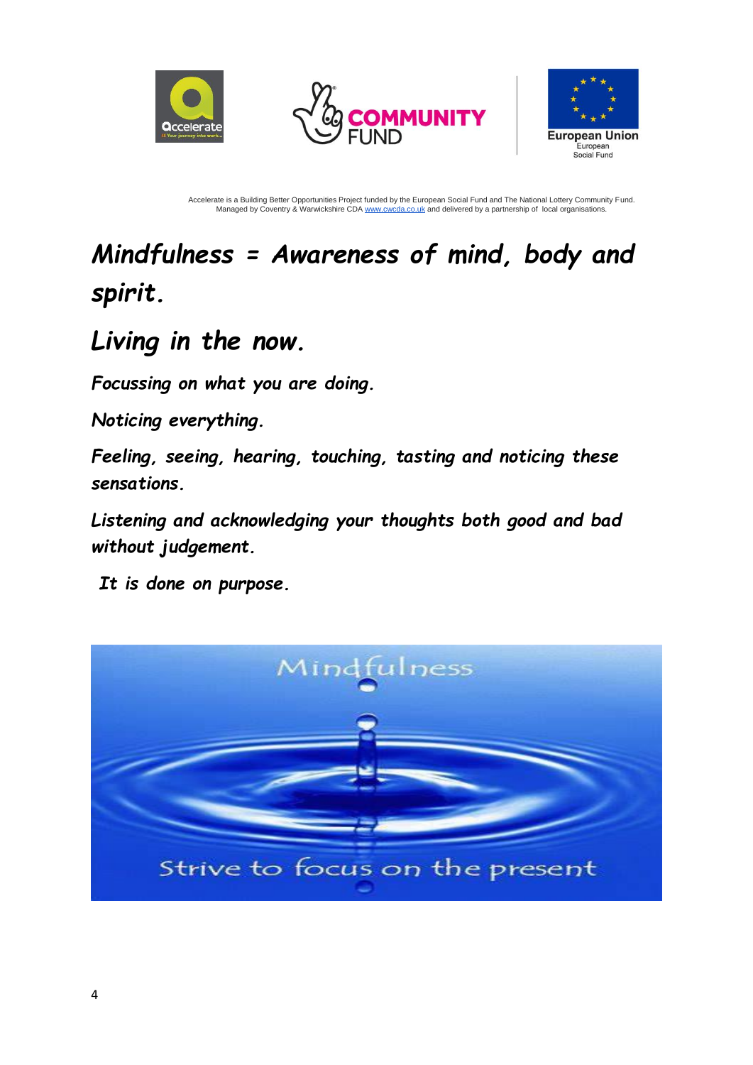Accelerate is a Building Better Opportunities Project funded by the European Social Fund and The National Lottery Community Fund. Managed by Coventry & Warwickshire CDA www.cwcda.co.uk and delivered by a partnership of local organisations.

# *Mindfulness = Awareness of mind, body and spirit.*

## *Living in the now.*

*Focussing on what you are doing.*

*Noticing everything.*

*Feeling, seeing, hearing, touching, tasting and noticing these sensations.*

*Listening and acknowledging your thoughts both good and bad without judgement.*

*It is done on purpose.*

Mindfulness

Strive to focus on the present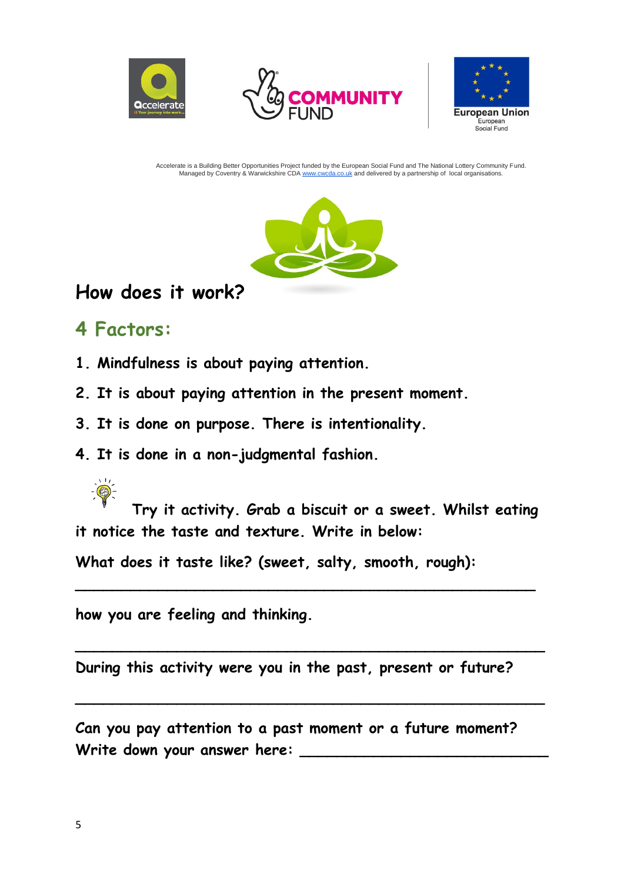Accelerate is a Building Better Opportunities Project funded by the European Social Fund and The National Lottery Community Fund. Managed by Coventry & Warwickshire CDA www.cwcda.co.uk and delivered by a partnership of local organisations.

# How does it work?

## 4 Factors:

1. **Mindfulness is about paying attention.**
2. **It is about paying attention in the present moment.**
3. **It is done on purpose. There is intentionality.**
4. **It is done in a non-judgmental fashion.**

**Try it activity. Grab a biscuit or a sweet. Whilst eating it notice the taste and texture. Write in below:**

**What does it taste like? (sweet, salty, smooth, rough):**

______________________________________________

**how you are feeling and thinking.**

______________________________________________

**During this activity were you in the past, present or future?**

______________________________________________

**Can you pay attention to a past moment or a future moment? Write down your answer here:** ________________________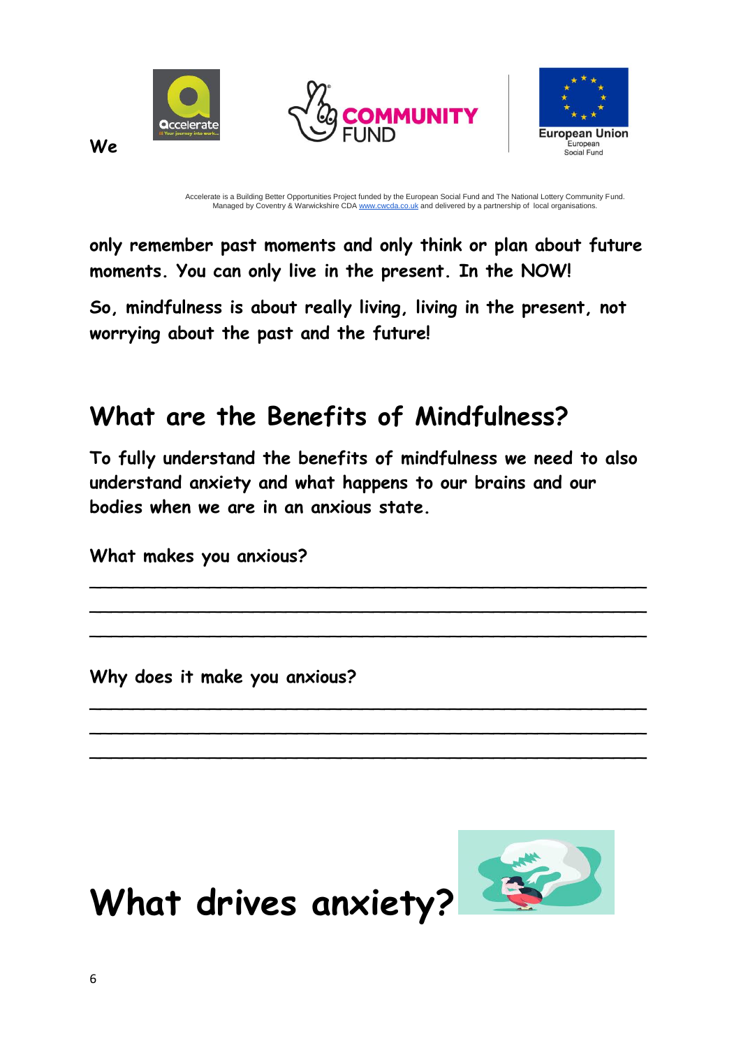We

Accelerate is a Building Better Opportunities Project funded by the European Social Fund and The National Lottery Community Fund. Managed by Coventry & Warwickshire CDA www.cwcda.co.uk and delivered by a partnership of local organisations.

**only remember past moments and only think or plan about future moments. You can only live in the present. In the NOW!**

**So, mindfulness is about really living, living in the present, not worrying about the past and the future!**

## What are the Benefits of Mindfulness?

**To fully understand the benefits of mindfulness we need to also understand anxiety and what happens to our brains and our bodies when we are in an anxious state.**

**What makes you anxious?**

\_\_\_\_\_\_\_\_\_\_\_\_\_\_\_\_\_\_\_\_\_\_\_\_\_\_\_\_\_\_\_\_\_\_\_\_\_\_\_\_\_\_\_\_\_\_\_\_\_\_

\_\_\_\_\_\_\_\_\_\_\_\_\_\_\_\_\_\_\_\_\_\_\_\_\_\_\_\_\_\_\_\_\_\_\_\_\_\_\_\_\_\_\_\_\_\_\_\_\_\_

\_\_\_\_\_\_\_\_\_\_\_\_\_\_\_\_\_\_\_\_\_\_\_\_\_\_\_\_\_\_\_\_\_\_\_\_\_\_\_\_\_\_\_\_\_\_\_\_\_\_

**Why does it make you anxious?**

\_\_\_\_\_\_\_\_\_\_\_\_\_\_\_\_\_\_\_\_\_\_\_\_\_\_\_\_\_\_\_\_\_\_\_\_\_\_\_\_\_\_\_\_\_\_\_\_\_\_

\_\_\_\_\_\_\_\_\_\_\_\_\_\_\_\_\_\_\_\_\_\_\_\_\_\_\_\_\_\_\_\_\_\_\_\_\_\_\_\_\_\_\_\_\_\_\_\_\_\_

\_\_\_\_\_\_\_\_\_\_\_\_\_\_\_\_\_\_\_\_\_\_\_\_\_\_\_\_\_\_\_\_\_\_\_\_\_\_\_\_\_\_\_\_\_\_\_\_\_\_

# What drives anxiety?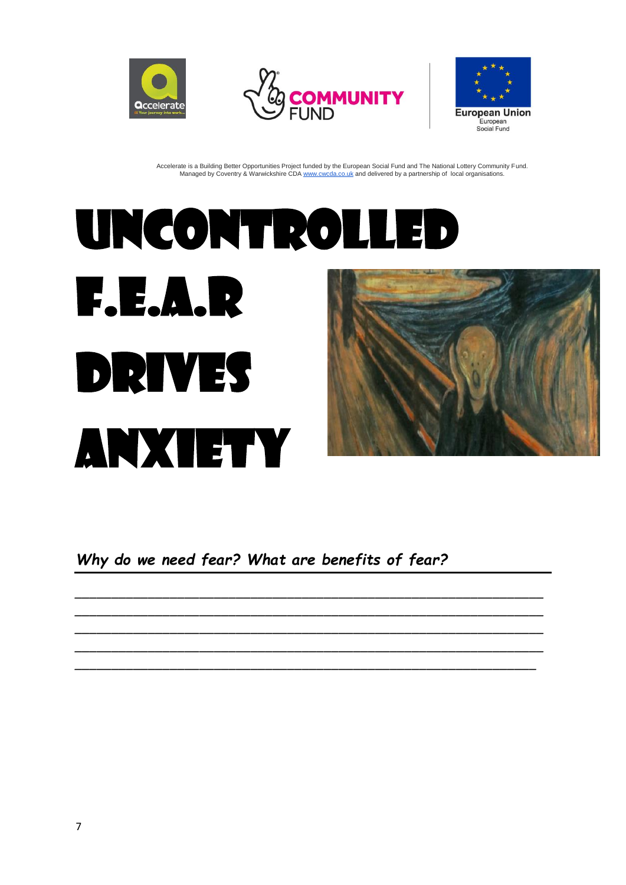Accelerate is a Building Better Opportunities Project funded by the European Social Fund and The National Lottery Community Fund. Managed by Coventry & Warwickshire CDA www.cwcda.co.uk and delivered by a partnership of local organisations.

# UNCONTROLLED F.E.A.R DRIVES ANXIETY

***Why do we need fear? What are benefits of fear?***

______________________________________________________________

______________________________________________________________

______________________________________________________________

______________________________________________________________

______________________________________________________________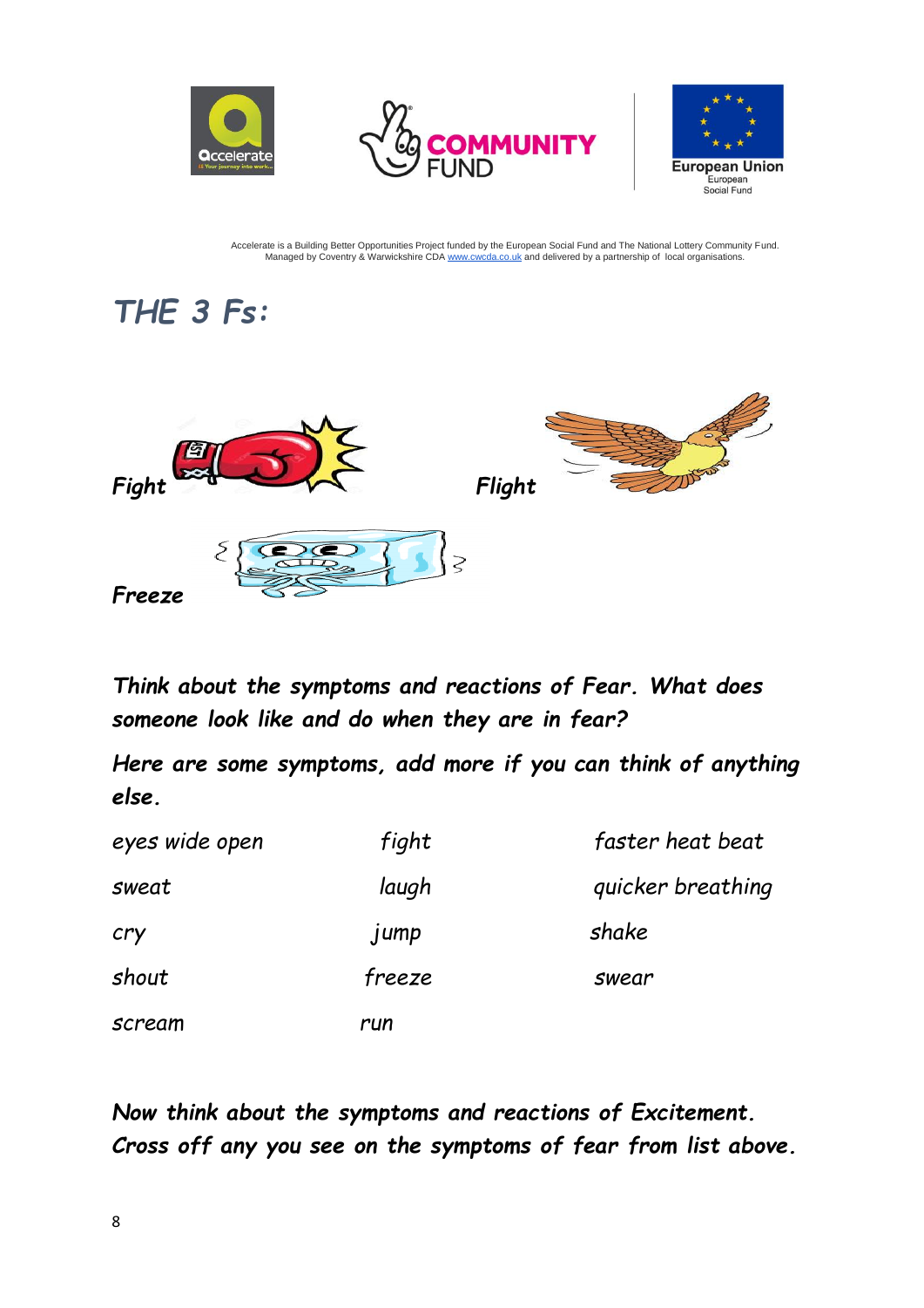Accelerate is a Building Better Opportunities Project funded by the European Social Fund and The National Lottery Community Fund. Managed by Coventry & Warwickshire CDA www.cwcda.co.uk and delivered by a partnership of local organisations.

# *THE 3 Fs:*

***Fight***

***Flight***

***Freeze***

***Think about the symptoms and reactions of Fear. What does someone look like and do when they are in fear?***

***Here are some symptoms, add more if you can think of anything else.***

| | | |
|---|---|---|
| *eyes wide open* | *fight* | *faster heat beat* |
| *sweat* | *laugh* | *quicker breathing* |
| *cry* | *jump* | *shake* |
| *shout* | *freeze* | *swear* |
| *scream* | *run* | |

***Now think about the symptoms and reactions of Excitement. Cross off any you see on the symptoms of fear from list above.***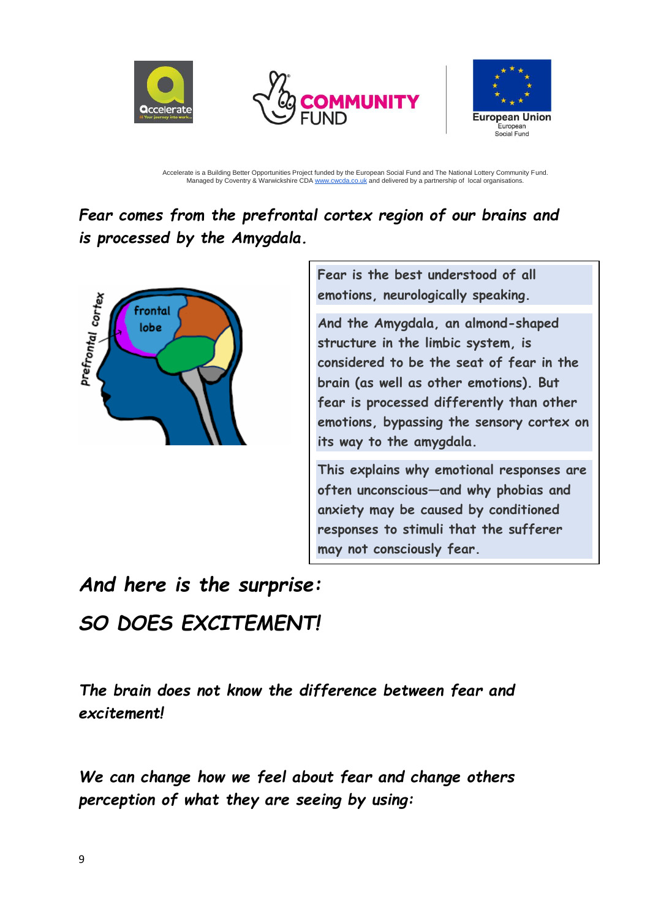Accelerate is a Building Better Opportunities Project funded by the European Social Fund and The National Lottery Community Fund. Managed by Coventry & Warwickshire CDA www.cwcda.co.uk and delivered by a partnership of local organisations.

***Fear comes from the prefrontal cortex region of our brains and is processed by the Amygdala.***

Fear is the best understood of all emotions, neurologically speaking.

And the Amygdala, an almond-shaped structure in the limbic system, is considered to be the seat of fear in the brain (as well as other emotions). But fear is processed differently than other emotions, bypassing the sensory cortex on its way to the amygdala.

This explains why emotional responses are often unconscious—and why phobias and anxiety may be caused by conditioned responses to stimuli that the sufferer may not consciously fear.

## ***And here is the surprise:***

## ***SO DOES EXCITEMENT!***

***The brain does not know the difference between fear and excitement!***

***We can change how we feel about fear and change others perception of what they are seeing by using:***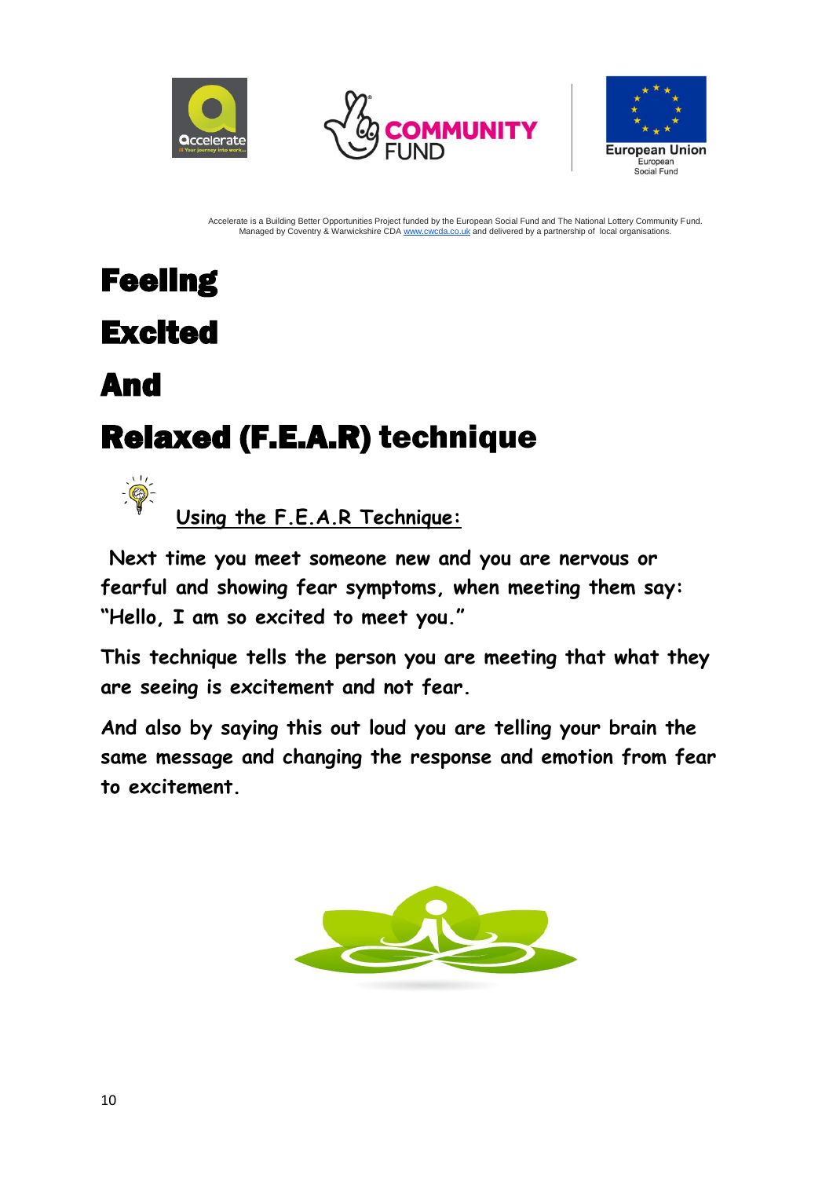Accelerate is a Building Better Opportunities Project funded by the European Social Fund and The National Lottery Community Fund. Managed by Coventry & Warwickshire CDA www.cwcda.co.uk and delivered by a partnership of local organisations.

# Feeling

# Excited

# And

# Relaxed (F.E.A.R) technique

## <u>Using the F.E.A.R Technique:</u>

**Next time you meet someone new and you are nervous or fearful and showing fear symptoms, when meeting them say: "Hello, I am so excited to meet you."**

**This technique tells the person you are meeting that what they are seeing is excitement and not fear.**

**And also by saying this out loud you are telling your brain the same message and changing the response and emotion from fear to excitement.**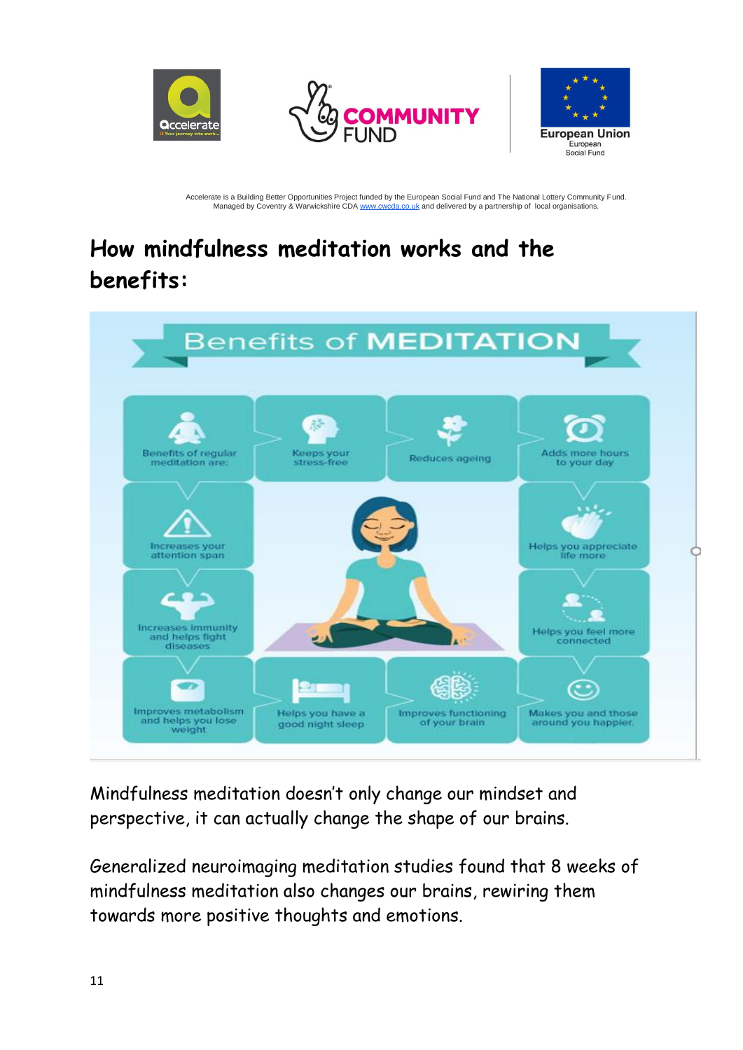Accelerate is a Building Better Opportunities Project funded by the European Social Fund and The National Lottery Community Fund.
Managed by Coventry & Warwickshire CDA www.cwcda.co.uk and delivered by a partnership of local organisations.

# How mindfulness meditation works and the benefits:

**Benefits of MEDITATION**

- Benefits of regular meditation are:
- Keeps your stress-free
- Reduces ageing
- Adds more hours to your day
- Helps you appreciate life more
- Helps you feel more connected
- Makes you and those around you happier.
- Improves functioning of your brain
- Helps you have a good night sleep
- Improves metabolism and helps you lose weight
- Increases immunity and helps fight diseases
- Increases your attention span

Mindfulness meditation doesn't only change our mindset and perspective, it can actually change the shape of our brains.

Generalized neuroimaging meditation studies found that 8 weeks of mindfulness meditation also changes our brains, rewiring them towards more positive thoughts and emotions.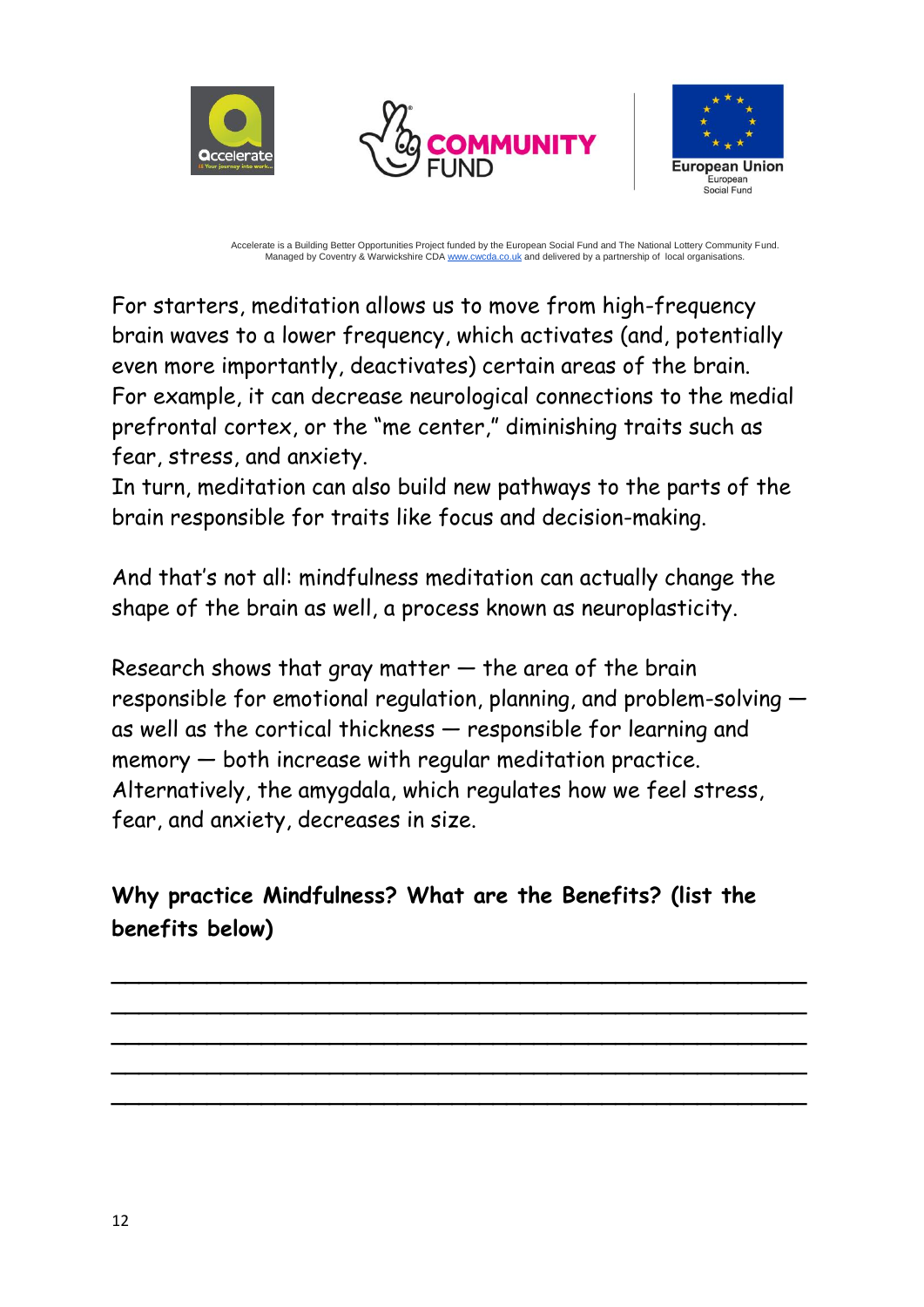Accelerate is a Building Better Opportunities Project funded by the European Social Fund and The National Lottery Community Fund. Managed by Coventry & Warwickshire CDA www.cwcda.co.uk and delivered by a partnership of local organisations.

For starters, meditation allows us to move from high-frequency brain waves to a lower frequency, which activates (and, potentially even more importantly, deactivates) certain areas of the brain. For example, it can decrease neurological connections to the medial prefrontal cortex, or the "me center," diminishing traits such as fear, stress, and anxiety.
In turn, meditation can also build new pathways to the parts of the brain responsible for traits like focus and decision-making.

And that's not all: mindfulness meditation can actually change the shape of the brain as well, a process known as neuroplasticity.

Research shows that gray matter — the area of the brain responsible for emotional regulation, planning, and problem-solving — as well as the cortical thickness — responsible for learning and memory — both increase with regular meditation practice. Alternatively, the amygdala, which regulates how we feel stress, fear, and anxiety, decreases in size.

**Why practice Mindfulness? What are the Benefits? (list the benefits below)**

\_\_\_\_\_\_\_\_\_\_\_\_\_\_\_\_\_\_\_\_\_\_\_\_\_\_\_\_\_\_\_\_\_\_\_\_\_\_\_\_\_\_\_\_\_\_\_\_\_\_\_\_

\_\_\_\_\_\_\_\_\_\_\_\_\_\_\_\_\_\_\_\_\_\_\_\_\_\_\_\_\_\_\_\_\_\_\_\_\_\_\_\_\_\_\_\_\_\_\_\_\_\_\_\_

\_\_\_\_\_\_\_\_\_\_\_\_\_\_\_\_\_\_\_\_\_\_\_\_\_\_\_\_\_\_\_\_\_\_\_\_\_\_\_\_\_\_\_\_\_\_\_\_\_\_\_\_

\_\_\_\_\_\_\_\_\_\_\_\_\_\_\_\_\_\_\_\_\_\_\_\_\_\_\_\_\_\_\_\_\_\_\_\_\_\_\_\_\_\_\_\_\_\_\_\_\_\_\_\_

\_\_\_\_\_\_\_\_\_\_\_\_\_\_\_\_\_\_\_\_\_\_\_\_\_\_\_\_\_\_\_\_\_\_\_\_\_\_\_\_\_\_\_\_\_\_\_\_\_\_\_\_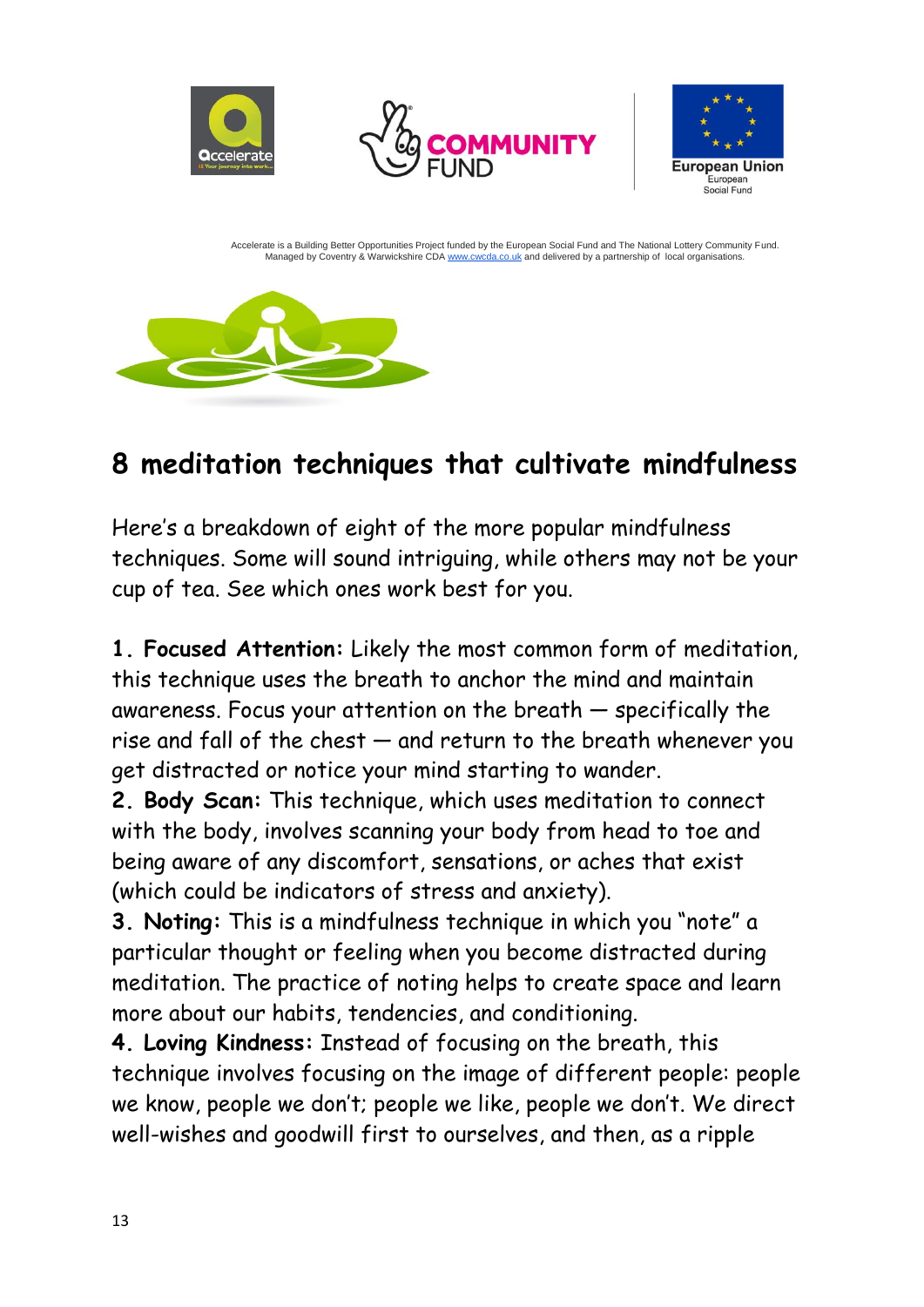Accelerate is a Building Better Opportunities Project funded by the European Social Fund and The National Lottery Community Fund. Managed by Coventry & Warwickshire CDA www.cwcda.co.uk and delivered by a partnership of local organisations.

## 8 meditation techniques that cultivate mindfulness

Here's a breakdown of eight of the more popular mindfulness techniques. Some will sound intriguing, while others may not be your cup of tea. See which ones work best for you.

**1. Focused Attention:** Likely the most common form of meditation, this technique uses the breath to anchor the mind and maintain awareness. Focus your attention on the breath — specifically the rise and fall of the chest — and return to the breath whenever you get distracted or notice your mind starting to wander.

**2. Body Scan:** This technique, which uses meditation to connect with the body, involves scanning your body from head to toe and being aware of any discomfort, sensations, or aches that exist (which could be indicators of stress and anxiety).

**3. Noting:** This is a mindfulness technique in which you "note" a particular thought or feeling when you become distracted during meditation. The practice of noting helps to create space and learn more about our habits, tendencies, and conditioning.

**4. Loving Kindness:** Instead of focusing on the breath, this technique involves focusing on the image of different people: people we know, people we don't; people we like, people we don't. We direct well-wishes and goodwill first to ourselves, and then, as a ripple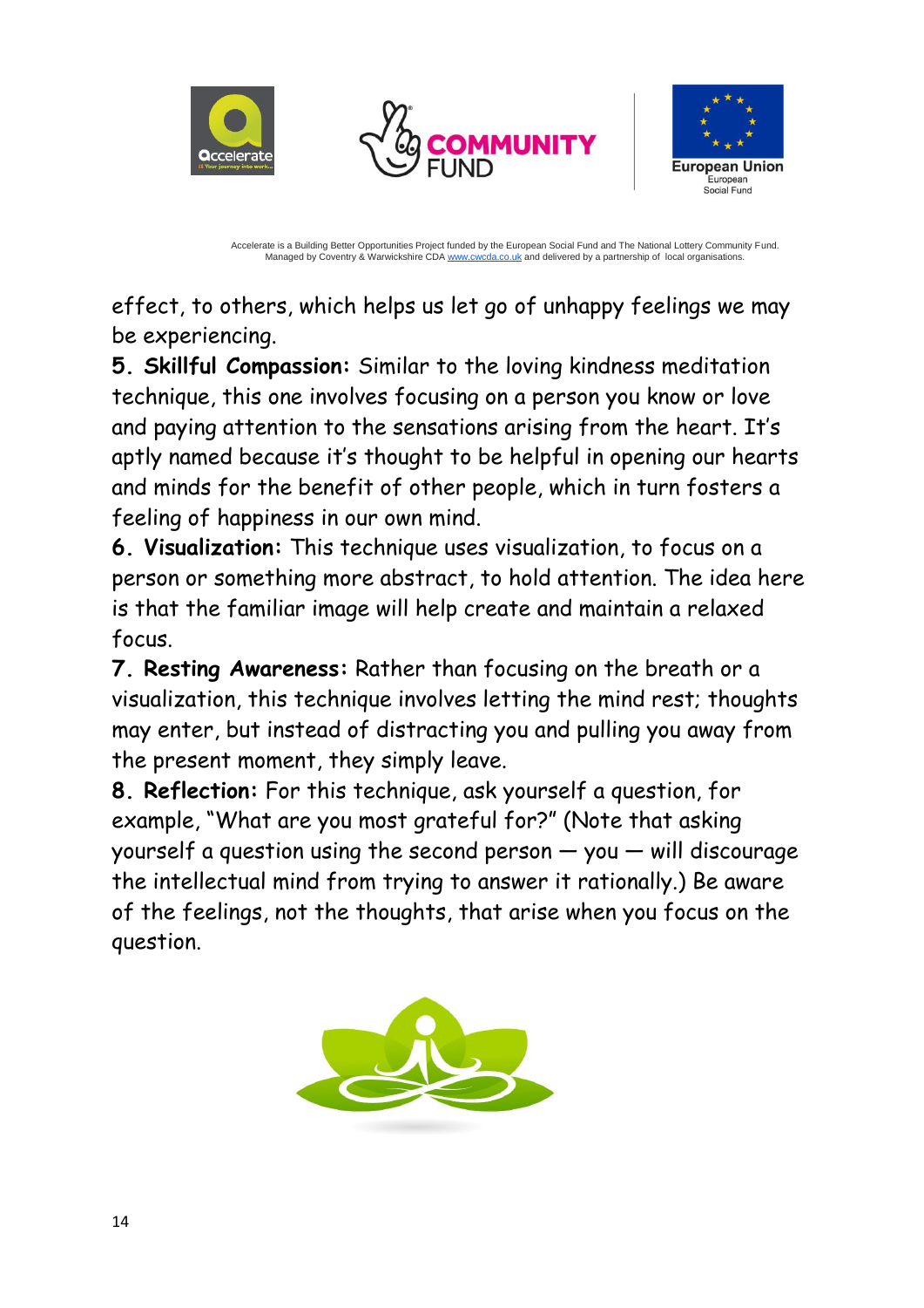effect, to others, which helps us let go of unhappy feelings we may be experiencing.

**5. Skillful Compassion:** Similar to the loving kindness meditation technique, this one involves focusing on a person you know or love and paying attention to the sensations arising from the heart. It's aptly named because it's thought to be helpful in opening our hearts and minds for the benefit of other people, which in turn fosters a feeling of happiness in our own mind.

**6. Visualization:** This technique uses visualization, to focus on a person or something more abstract, to hold attention. The idea here is that the familiar image will help create and maintain a relaxed focus.

**7. Resting Awareness:** Rather than focusing on the breath or a visualization, this technique involves letting the mind rest; thoughts may enter, but instead of distracting you and pulling you away from the present moment, they simply leave.

**8. Reflection:** For this technique, ask yourself a question, for example, "What are you most grateful for?" (Note that asking yourself a question using the second person — you — will discourage the intellectual mind from trying to answer it rationally.) Be aware of the feelings, not the thoughts, that arise when you focus on the question.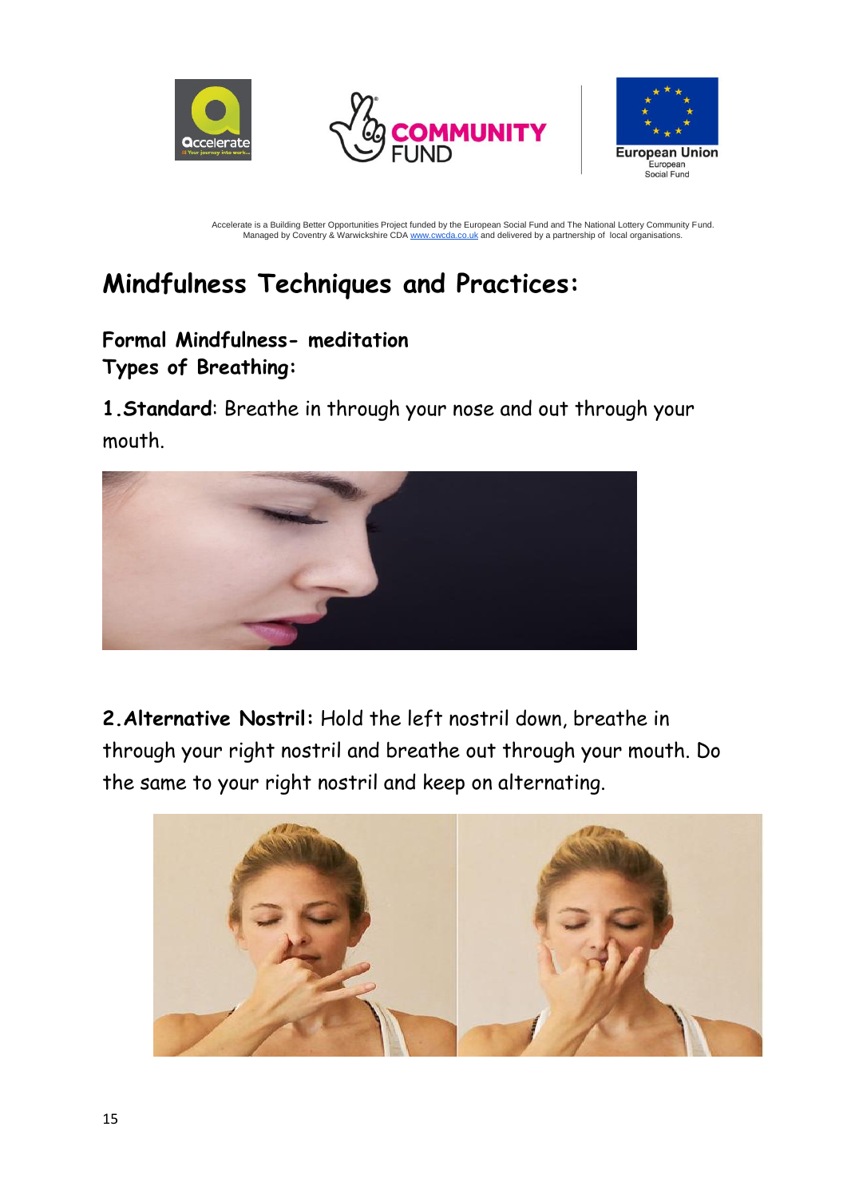Accelerate is a Building Better Opportunities Project funded by the European Social Fund and The National Lottery Community Fund. Managed by Coventry & Warwickshire CDA www.cwcda.co.uk and delivered by a partnership of local organisations.

# Mindfulness Techniques and Practices:

## Formal Mindfulness- meditation

## Types of Breathing:

**1.Standard**: Breathe in through your nose and out through your mouth.

**2.Alternative Nostril:** Hold the left nostril down, breathe in through your right nostril and breathe out through your mouth. Do the same to your right nostril and keep on alternating.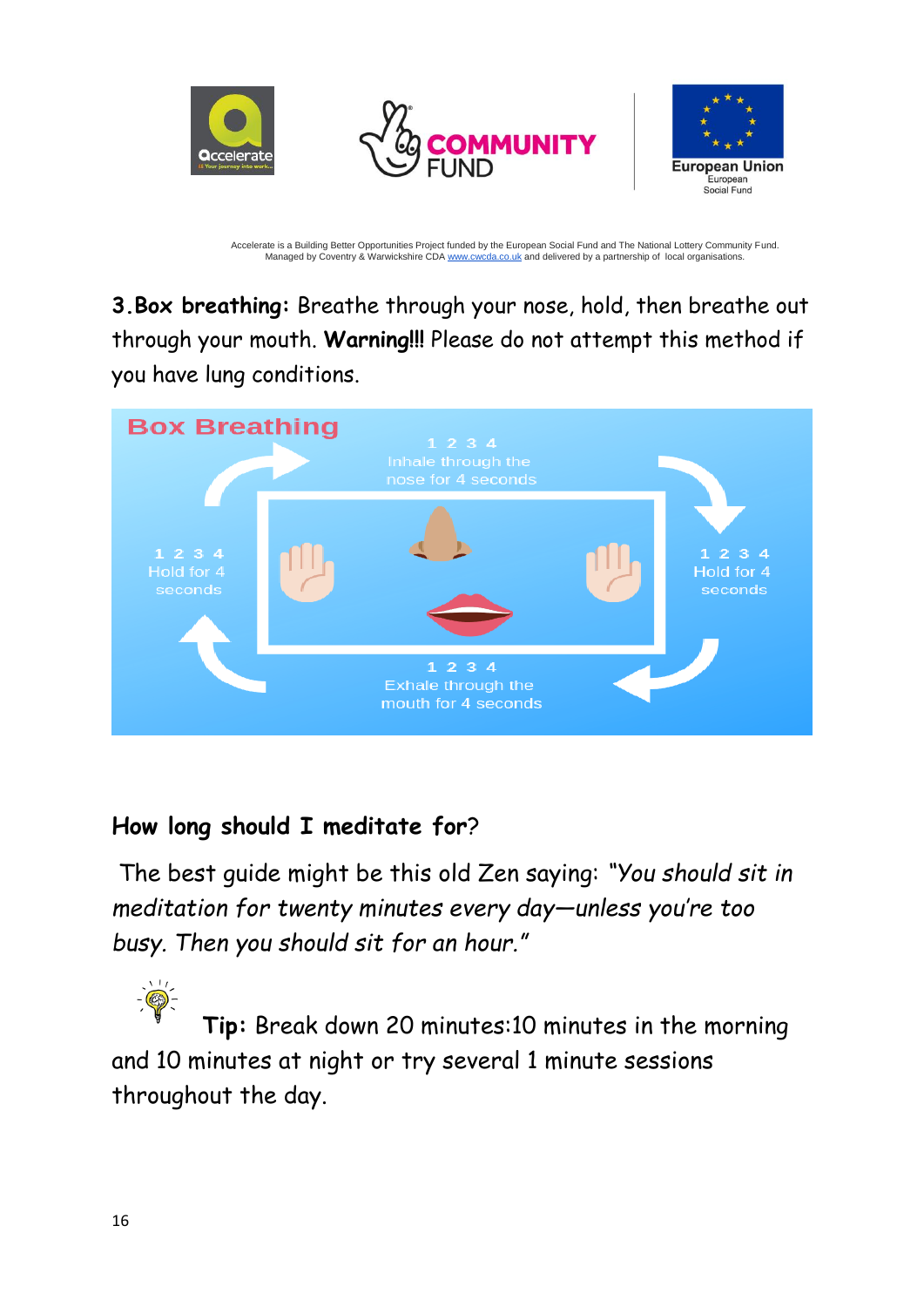Accelerate is a Building Better Opportunities Project funded by the European Social Fund and The National Lottery Community Fund. Managed by Coventry & Warwickshire CDA www.cwcda.co.uk and delivered by a partnership of local organisations.

**3. Box breathing:** Breathe through your nose, hold, then breathe out through your mouth. **Warning!!!** Please do not attempt this method if you have lung conditions.

**Box Breathing**

1 2 3 4
Inhale through the nose for 4 seconds

1 2 3 4
Hold for 4 seconds

1 2 3 4
Exhale through the mouth for 4 seconds

1 2 3 4
Hold for 4 seconds

**How long should I meditate for?**

The best guide might be this old Zen saying: *"You should sit in meditation for twenty minutes every day—unless you're too busy. Then you should sit for an hour."*

**Tip:** Break down 20 minutes:10 minutes in the morning and 10 minutes at night or try several 1 minute sessions throughout the day.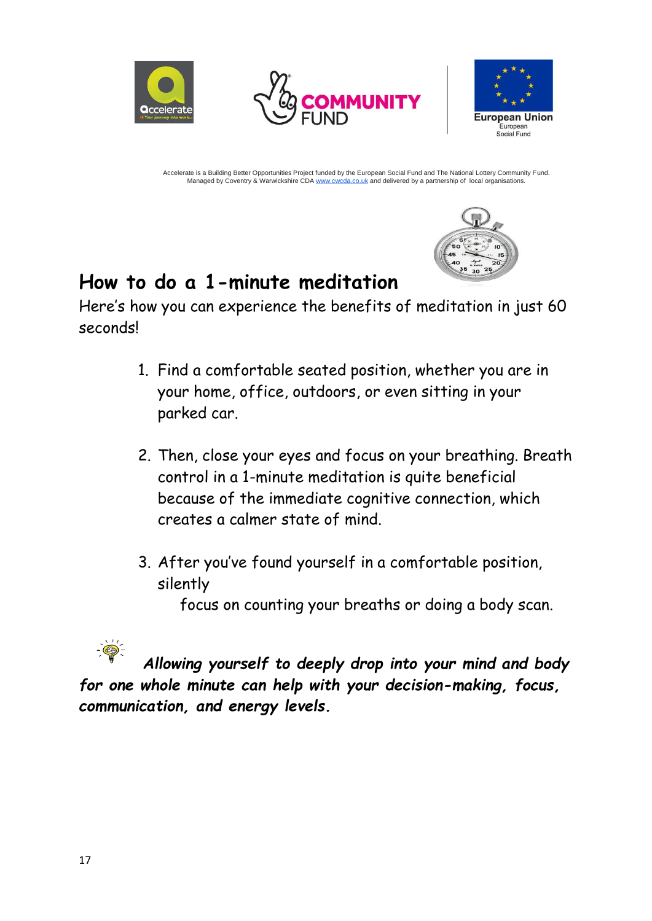Accelerate is a Building Better Opportunities Project funded by the European Social Fund and The National Lottery Community Fund. Managed by Coventry & Warwickshire CDA www.cwcda.co.uk and delivered by a partnership of local organisations.

# How to do a 1-minute meditation

Here's how you can experience the benefits of meditation in just 60 seconds!

1. Find a comfortable seated position, whether you are in your home, office, outdoors, or even sitting in your parked car.

2. Then, close your eyes and focus on your breathing. Breath control in a 1-minute meditation is quite beneficial because of the immediate cognitive connection, which creates a calmer state of mind.

3. After you've found yourself in a comfortable position, silently focus on counting your breaths or doing a body scan.

***Allowing yourself to deeply drop into your mind and body for one whole minute can help with your decision-making, focus, communication, and energy levels.***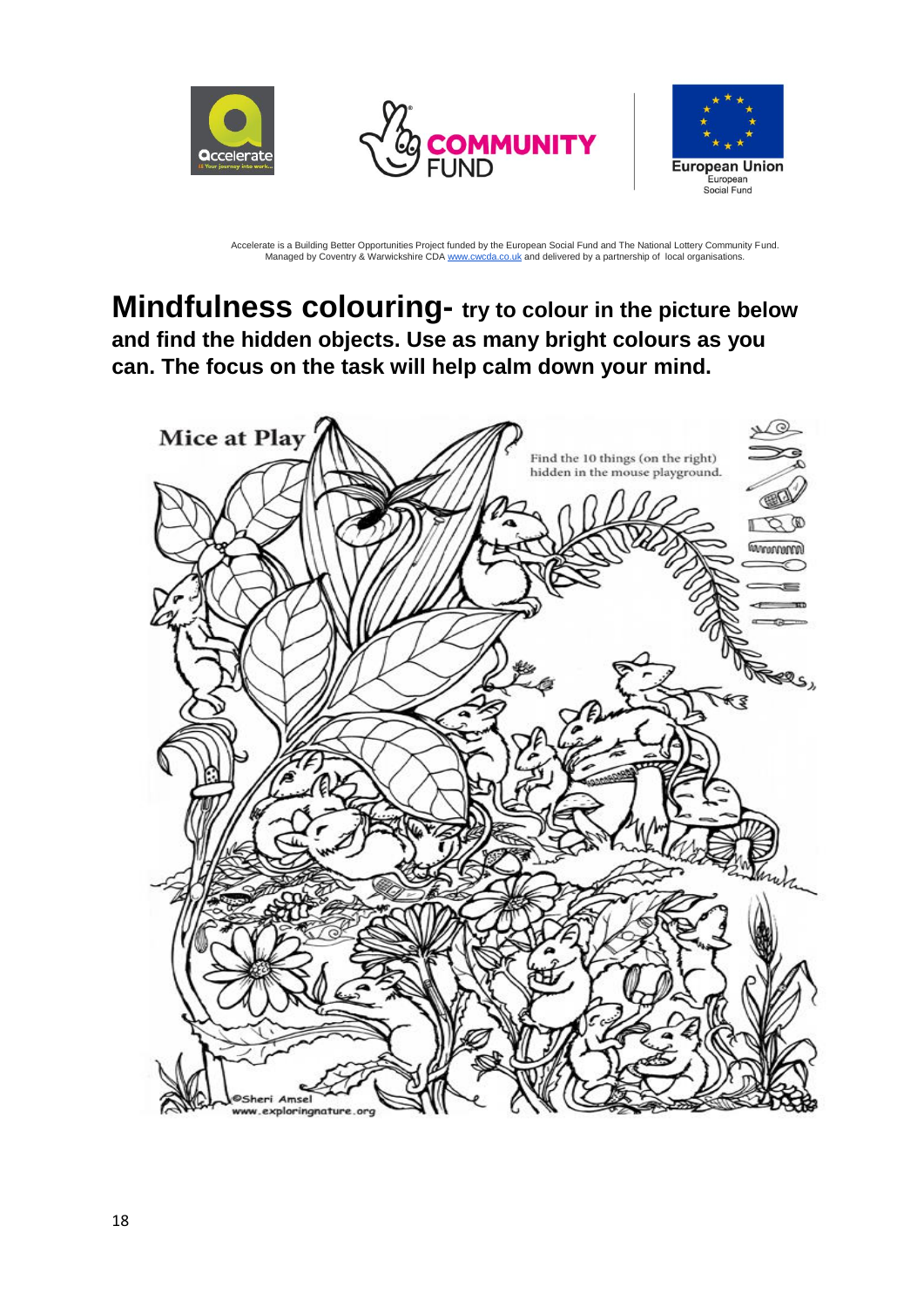Accelerate is a Building Better Opportunities Project funded by the European Social Fund and The National Lottery Community Fund. Managed by Coventry & Warwickshire CDA www.cwcda.co.uk and delivered by a partnership of local organisations.

# Mindfulness colouring- try to colour in the picture below and find the hidden objects. Use as many bright colours as you can. The focus on the task will help calm down your mind.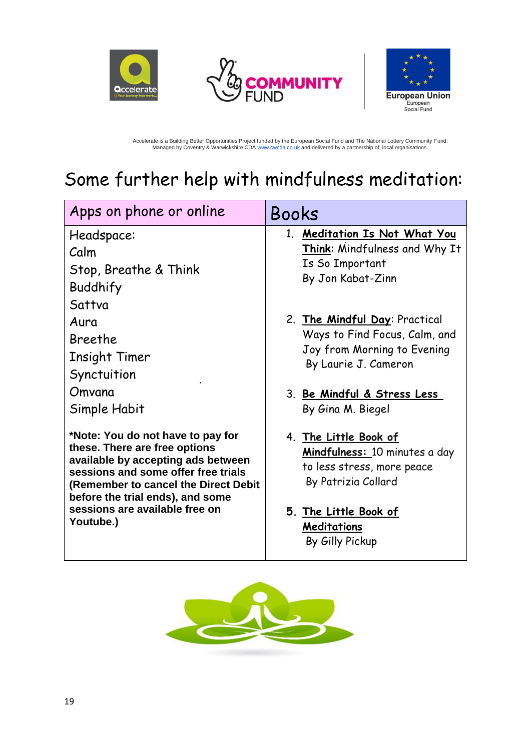Accelerate is a Building Better Opportunities Project funded by the European Social Fund and The National Lottery Community Fund.
Managed by Coventry & Warwickshire CDA www.cwcda.co.uk and delivered by a partnership of local organisations.

# Some further help with mindfulness meditation:

| Apps on phone or online | Books |
|---|---|
| Headspace:<br>Calm<br>Stop, Breathe & Think<br>Buddhify<br>Sattva<br>Aura<br>Breethe<br>Insight Timer<br>Synctuition<br>Omvana<br>Simple Habit<br><br>**\*Note: You do not have to pay for these. There are free options available by accepting ads between sessions and some offer free trials (Remember to cancel the Direct Debit before the trial ends), and some sessions are available free on Youtube.)** | 1. **Meditation Is Not What You Think**: Mindfulness and Why It Is So Important By Jon Kabat-Zinn<br><br>2. **The Mindful Day**: Practical Ways to Find Focus, Calm, and Joy from Morning to Evening By Laurie J. Cameron<br><br>3. **Be Mindful & Stress Less** By Gina M. Biegel<br><br>4. **The Little Book of Mindfulness:** 10 minutes a day to less stress, more peace By Patrizia Collard<br><br>5. **The Little Book of Meditations** By Gilly Pickup |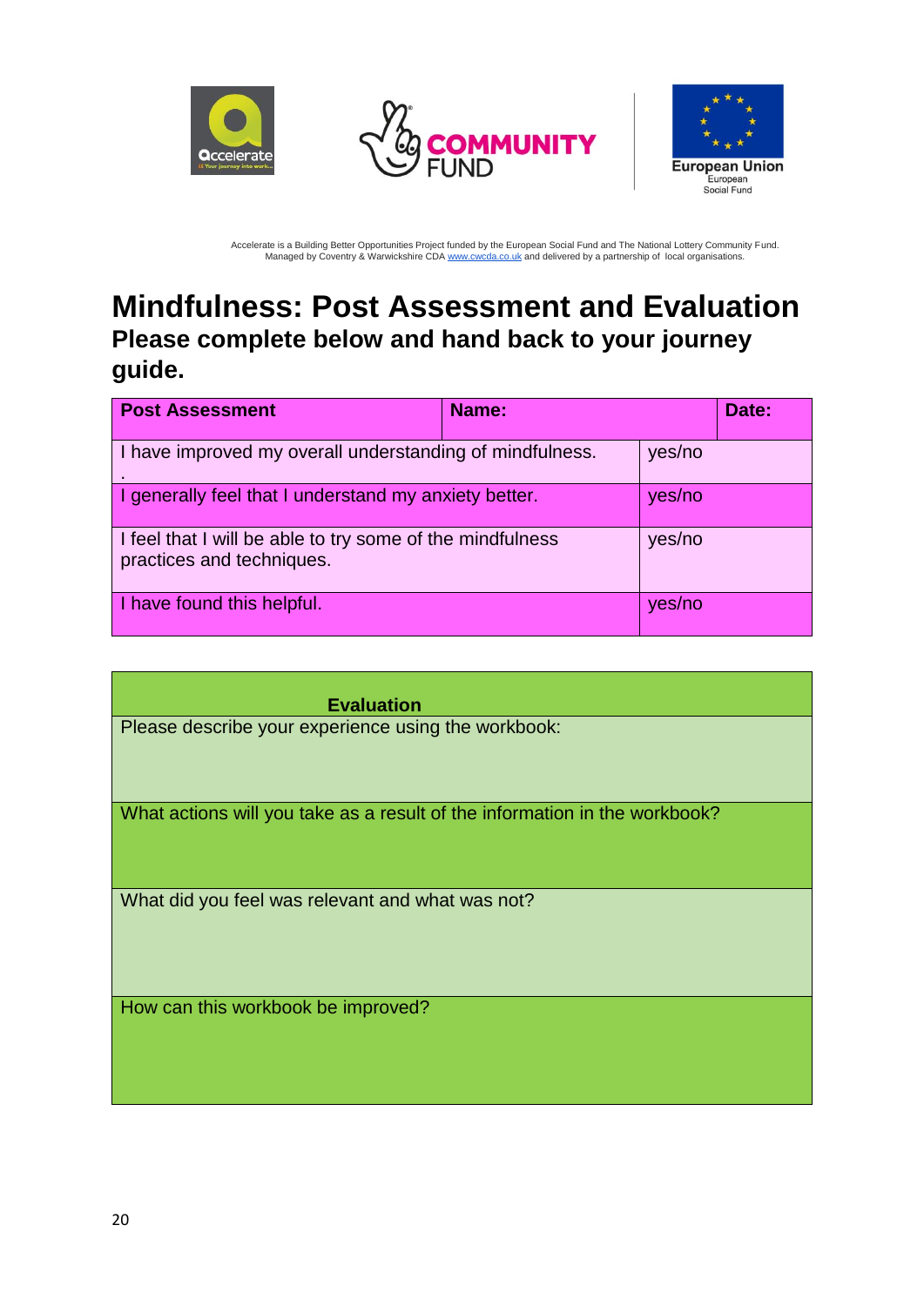Accelerate is a Building Better Opportunities Project funded by the European Social Fund and The National Lottery Community Fund. Managed by Coventry & Warwickshire CDA www.cwcda.co.uk and delivered by a partnership of local organisations.

# Mindfulness: Post Assessment and Evaluation

## Please complete below and hand back to your journey guide.

| **Post Assessment** | **Name:** | **Date:** |
|---|---|---|
| I have improved my overall understanding of mindfulness. | yes/no | |
| I generally feel that I understand my anxiety better. | yes/no | |
| I feel that I will be able to try some of the mindfulness practices and techniques. | yes/no | |
| I have found this helpful. | yes/no | |

| **Evaluation** |
|---|
| Please describe your experience using the workbook: |
| What actions will you take as a result of the information in the workbook? |
| What did you feel was relevant and what was not? |
| How can this workbook be improved? |